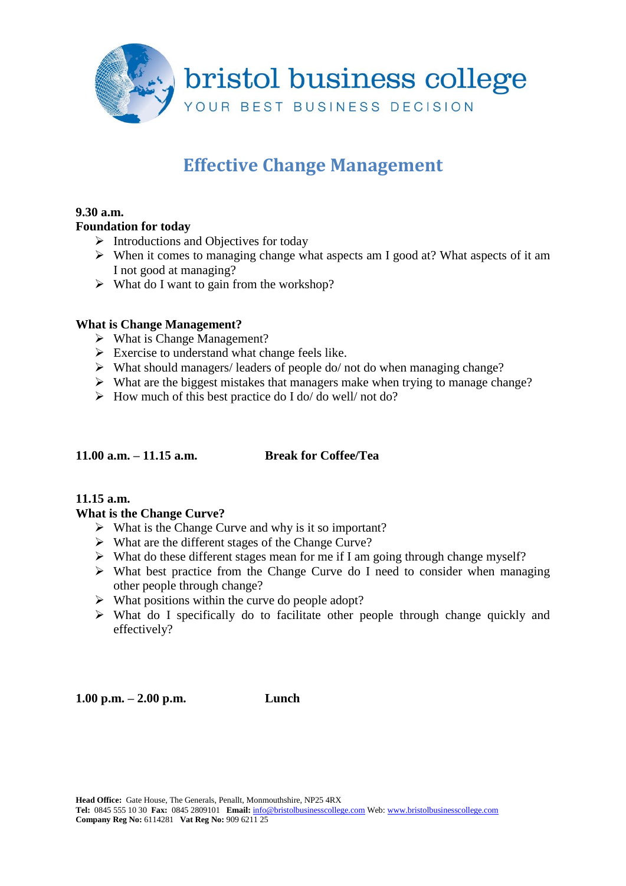bristol business college

YOUR BEST BUSINESS DECISION

# Effective Change Management

**9.30 a.m.**
**Foundation for today**

- Introductions and Objectives for today
- When it comes to managing change what aspects am I good at? What aspects of it am I not good at managing?
- What do I want to gain from the workshop?

**What is Change Management?**

- What is Change Management?
- Exercise to understand what change feels like.
- What should managers/ leaders of people do/ not do when managing change?
- What are the biggest mistakes that managers make when trying to manage change?
- How much of this best practice do I do/ do well/ not do?

**11.00 a.m. – 11.15 a.m.** **Break for Coffee/Tea**

**11.15 a.m.**
**What is the Change Curve?**

- What is the Change Curve and why is it so important?
- What are the different stages of the Change Curve?
- What do these different stages mean for me if I am going through change myself?
- What best practice from the Change Curve do I need to consider when managing other people through change?
- What positions within the curve do people adopt?
- What do I specifically do to facilitate other people through change quickly and effectively?

**1.00 p.m. – 2.00 p.m.** **Lunch**

**Head Office:** Gate House, The Generals, Penallt, Monmouthshire, NP25 4RX
**Tel:** 0845 555 10 30 **Fax:** 0845 2809101 **Email:** info@bristolbusinesscollege.com Web: www.bristolbusinesscollege.com
**Company Reg No:** 6114281 **Vat Reg No:** 909 6211 25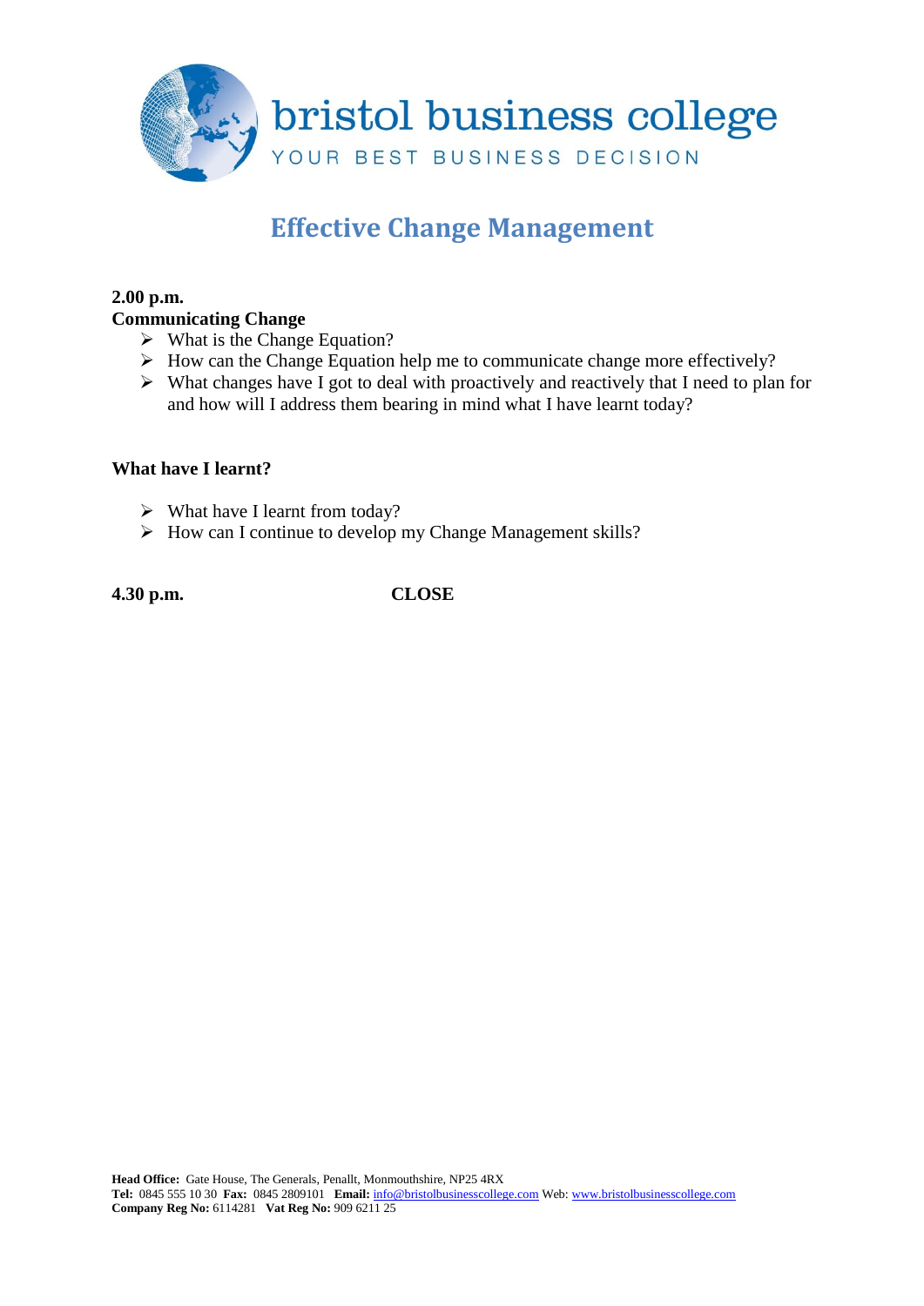bristol business college

YOUR BEST BUSINESS DECISION

# Effective Change Management

**2.00 p.m.**
**Communicating Change**

- What is the Change Equation?
- How can the Change Equation help me to communicate change more effectively?
- What changes have I got to deal with proactively and reactively that I need to plan for and how will I address them bearing in mind what I have learnt today?

**What have I learnt?**

- What have I learnt from today?
- How can I continue to develop my Change Management skills?

**4.30 p.m.** **CLOSE**

**Head Office:** Gate House, The Generals, Penallt, Monmouthshire, NP25 4RX
**Tel:** 0845 555 10 30 **Fax:** 0845 2809101 **Email:** info@bristolbusinesscollege.com Web: www.bristolbusinesscollege.com
**Company Reg No:** 6114281 **Vat Reg No:** 909 6211 25